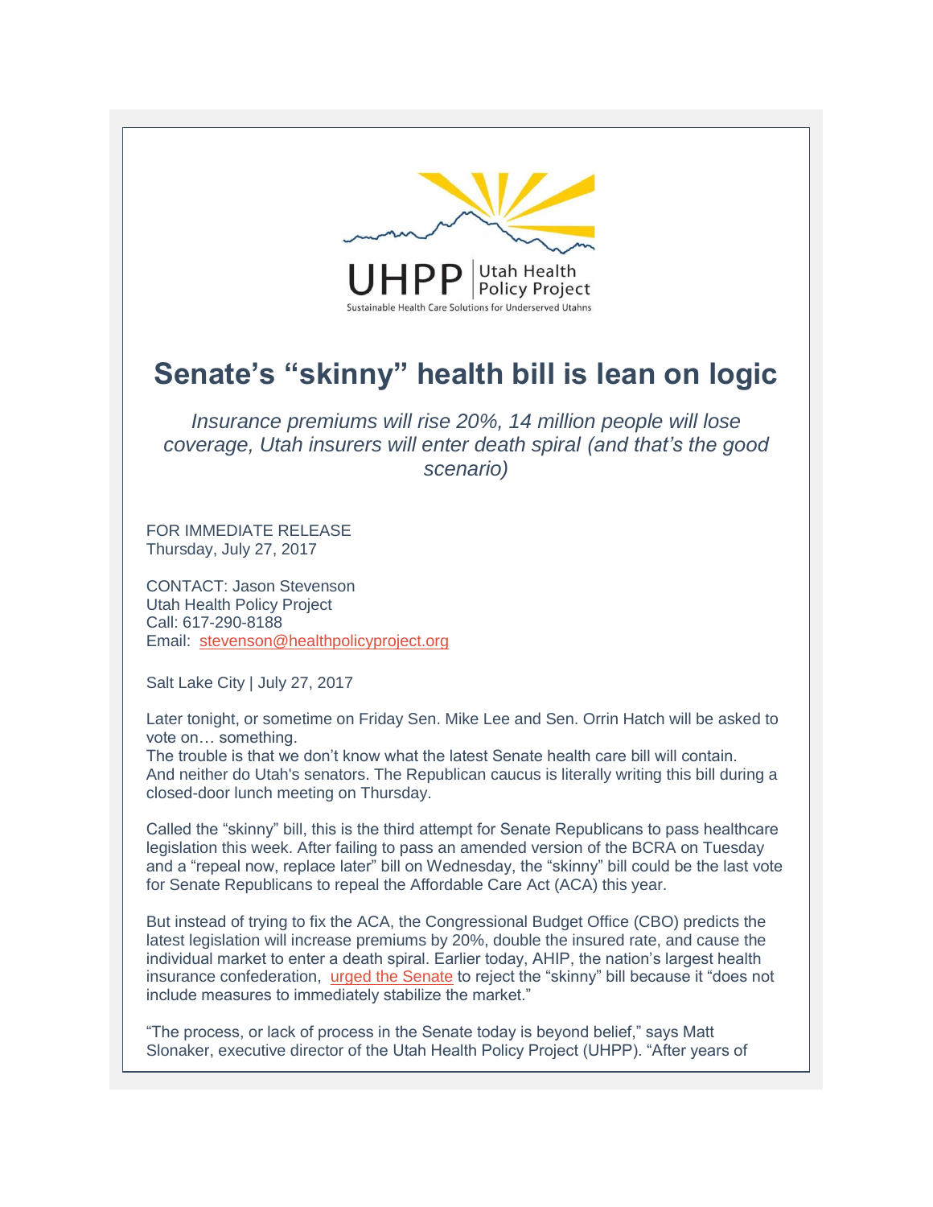UHPP | Utah Health Policy Project

Sustainable Health Care Solutions for Underserved Utahns

# Senate's "skinny" health bill is lean on logic

*Insurance premiums will rise 20%, 14 million people will lose coverage, Utah insurers will enter death spiral (and that's the good scenario)*

FOR IMMEDIATE RELEASE
Thursday, July 27, 2017

CONTACT: Jason Stevenson
Utah Health Policy Project
Call: 617-290-8188
Email: stevenson@healthpolicyproject.org

Salt Lake City | July 27, 2017

Later tonight, or sometime on Friday Sen. Mike Lee and Sen. Orrin Hatch will be asked to vote on… something.
The trouble is that we don't know what the latest Senate health care bill will contain. And neither do Utah's senators. The Republican caucus is literally writing this bill during a closed-door lunch meeting on Thursday.

Called the "skinny" bill, this is the third attempt for Senate Republicans to pass healthcare legislation this week. After failing to pass an amended version of the BCRA on Tuesday and a "repeal now, replace later" bill on Wednesday, the "skinny" bill could be the last vote for Senate Republicans to repeal the Affordable Care Act (ACA) this year.

But instead of trying to fix the ACA, the Congressional Budget Office (CBO) predicts the latest legislation will increase premiums by 20%, double the insured rate, and cause the individual market to enter a death spiral. Earlier today, AHIP, the nation's largest health insurance confederation, urged the Senate to reject the "skinny" bill because it "does not include measures to immediately stabilize the market."

"The process, or lack of process in the Senate today is beyond belief," says Matt Slonaker, executive director of the Utah Health Policy Project (UHPP). "After years of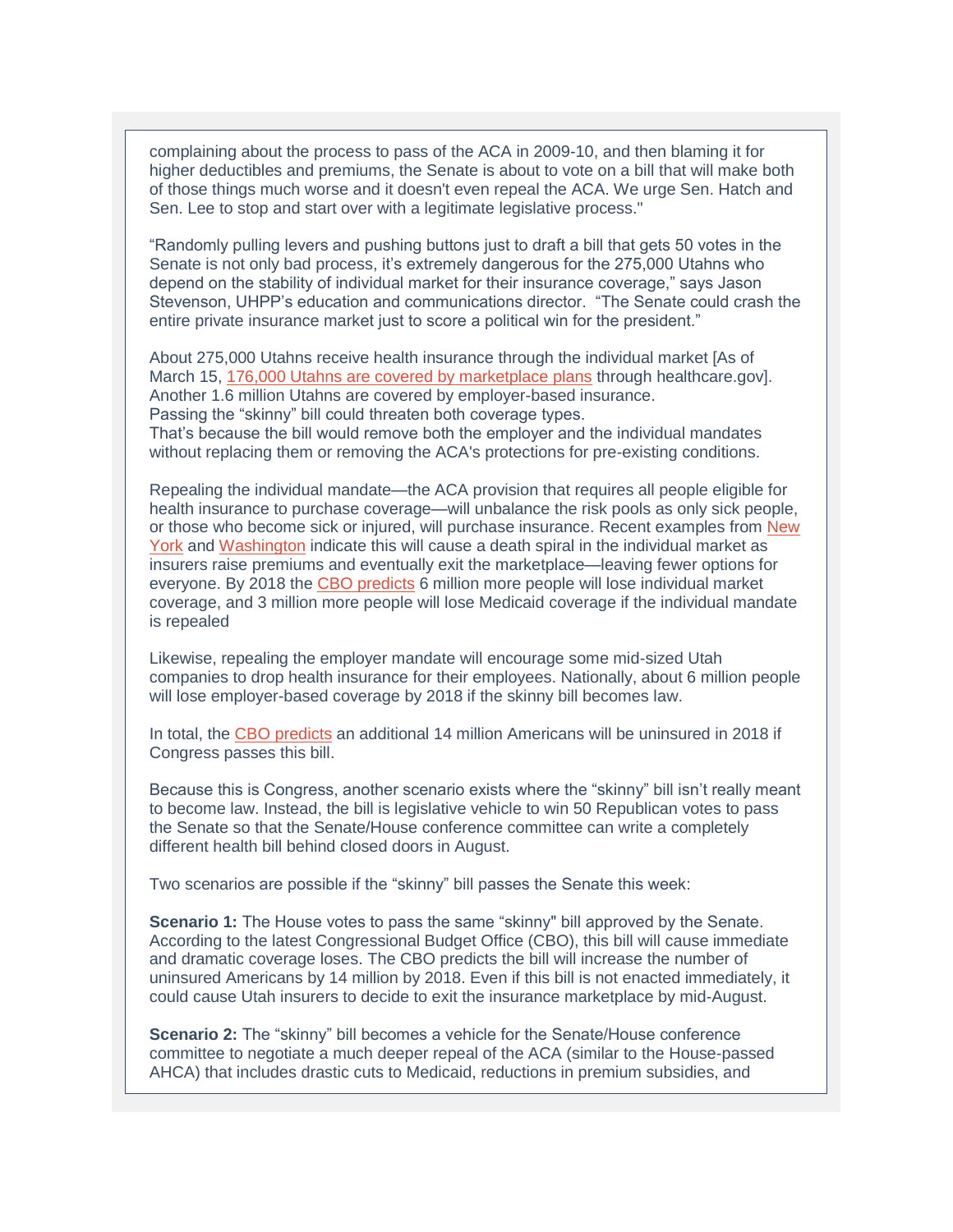complaining about the process to pass of the ACA in 2009-10, and then blaming it for higher deductibles and premiums, the Senate is about to vote on a bill that will make both of those things much worse and it doesn't even repeal the ACA. We urge Sen. Hatch and Sen. Lee to stop and start over with a legitimate legislative process."

"Randomly pulling levers and pushing buttons just to draft a bill that gets 50 votes in the Senate is not only bad process, it's extremely dangerous for the 275,000 Utahns who depend on the stability of individual market for their insurance coverage," says Jason Stevenson, UHPP's education and communications director. "The Senate could crash the entire private insurance market just to score a political win for the president."

About 275,000 Utahns receive health insurance through the individual market [As of March 15, 176,000 Utahns are covered by marketplace plans through healthcare.gov]. Another 1.6 million Utahns are covered by employer-based insurance.
Passing the "skinny" bill could threaten both coverage types.
That's because the bill would remove both the employer and the individual mandates without replacing them or removing the ACA's protections for pre-existing conditions.

Repealing the individual mandate—the ACA provision that requires all people eligible for health insurance to purchase coverage—will unbalance the risk pools as only sick people, or those who become sick or injured, will purchase insurance. Recent examples from New York and Washington indicate this will cause a death spiral in the individual market as insurers raise premiums and eventually exit the marketplace—leaving fewer options for everyone. By 2018 the CBO predicts 6 million more people will lose individual market coverage, and 3 million more people will lose Medicaid coverage if the individual mandate is repealed

Likewise, repealing the employer mandate will encourage some mid-sized Utah companies to drop health insurance for their employees. Nationally, about 6 million people will lose employer-based coverage by 2018 if the skinny bill becomes law.

In total, the CBO predicts an additional 14 million Americans will be uninsured in 2018 if Congress passes this bill.

Because this is Congress, another scenario exists where the "skinny" bill isn't really meant to become law. Instead, the bill is legislative vehicle to win 50 Republican votes to pass the Senate so that the Senate/House conference committee can write a completely different health bill behind closed doors in August.

Two scenarios are possible if the "skinny" bill passes the Senate this week:

**Scenario 1:** The House votes to pass the same "skinny" bill approved by the Senate. According to the latest Congressional Budget Office (CBO), this bill will cause immediate and dramatic coverage loses. The CBO predicts the bill will increase the number of uninsured Americans by 14 million by 2018. Even if this bill is not enacted immediately, it could cause Utah insurers to decide to exit the insurance marketplace by mid-August.

**Scenario 2:** The "skinny" bill becomes a vehicle for the Senate/House conference committee to negotiate a much deeper repeal of the ACA (similar to the House-passed AHCA) that includes drastic cuts to Medicaid, reductions in premium subsidies, and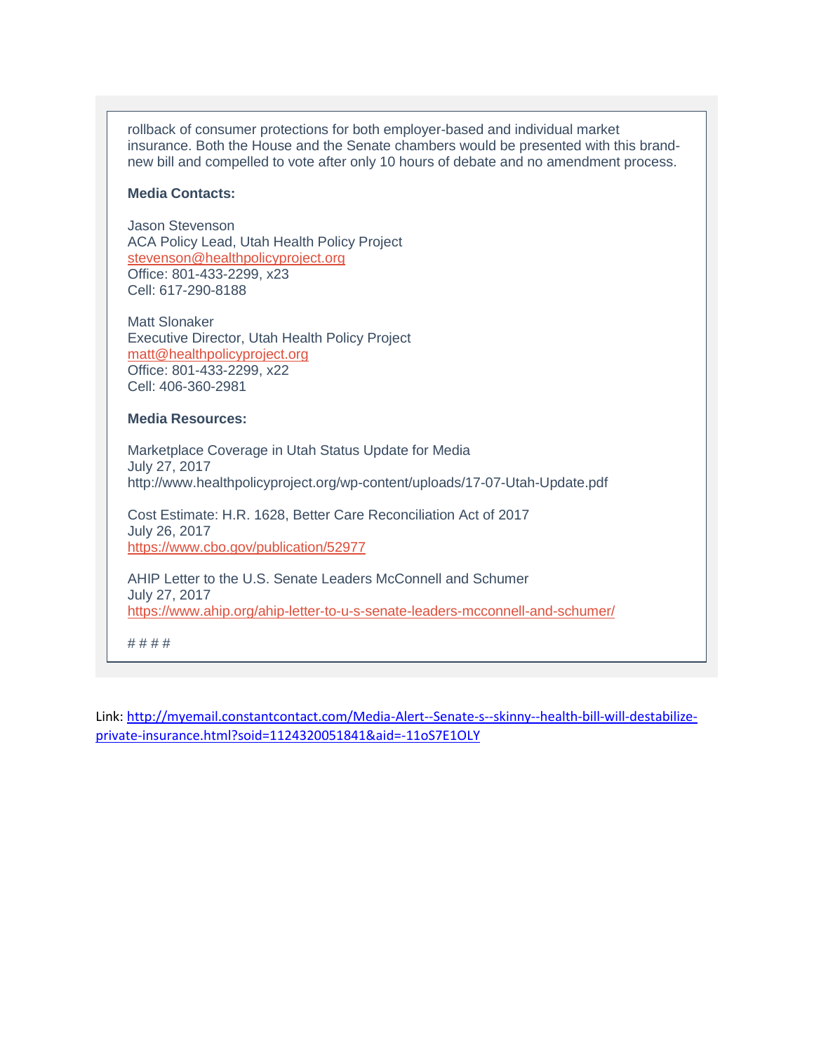rollback of consumer protections for both employer-based and individual market insurance. Both the House and the Senate chambers would be presented with this brand-new bill and compelled to vote after only 10 hours of debate and no amendment process.

**Media Contacts:**

Jason Stevenson
ACA Policy Lead, Utah Health Policy Project
stevenson@healthpolicyproject.org
Office: 801-433-2299, x23
Cell: 617-290-8188

Matt Slonaker
Executive Director, Utah Health Policy Project
matt@healthpolicyproject.org
Office: 801-433-2299, x22
Cell: 406-360-2981

**Media Resources:**

Marketplace Coverage in Utah Status Update for Media
July 27, 2017
http://www.healthpolicyproject.org/wp-content/uploads/17-07-Utah-Update.pdf

Cost Estimate: H.R. 1628, Better Care Reconciliation Act of 2017
July 26, 2017
https://www.cbo.gov/publication/52977

AHIP Letter to the U.S. Senate Leaders McConnell and Schumer
July 27, 2017
https://www.ahip.org/ahip-letter-to-u-s-senate-leaders-mcconnell-and-schumer/

# # # #

Link: http://myemail.constantcontact.com/Media-Alert--Senate-s--skinny--health-bill-will-destabilize-private-insurance.html?soid=1124320051841&aid=-11oS7E1OLY